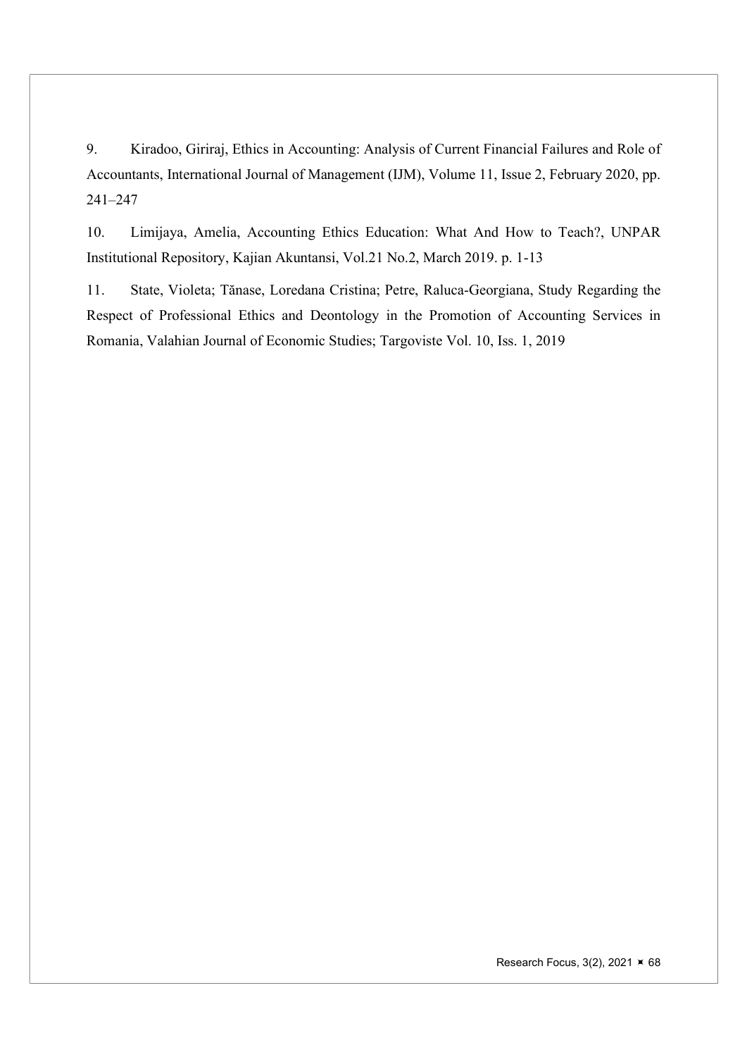9. Kiradoo, Giriraj, Ethics in Accounting: Analysis of Current Financial Failures and Role of Accountants, International Journal of Management (IJM), Volume 11, Issue 2, February 2020, pp. 241–247

10. Limijaya, Amelia, Accounting Ethics Education: What And How to Teach?, UNPAR Institutional Repository, Kajian Akuntansi, Vol.21 No.2, March 2019. p. 1-13

11. State, Violeta; Tănase, Loredana Cristina; Petre, Raluca-Georgiana, Study Regarding the Respect of Professional Ethics and Deontology in the Promotion of Accounting Services in Romania, Valahian Journal of Economic Studies; Targoviste Vol. 10, Iss. 1, 2019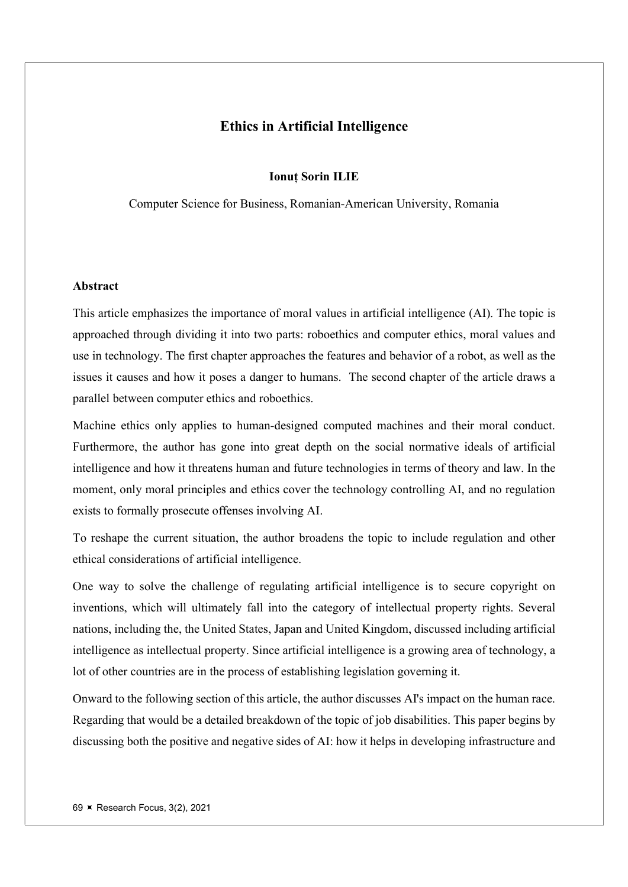# Ethics in Artificial Intelligence

**Ionuț Sorin ILIE**

Computer Science for Business, Romanian-American University, Romania

## Abstract

This article emphasizes the importance of moral values in artificial intelligence (AI). The topic is approached through dividing it into two parts: roboethics and computer ethics, moral values and use in technology. The first chapter approaches the features and behavior of a robot, as well as the issues it causes and how it poses a danger to humans. The second chapter of the article draws a parallel between computer ethics and roboethics.

Machine ethics only applies to human-designed computed machines and their moral conduct. Furthermore, the author has gone into great depth on the social normative ideals of artificial intelligence and how it threatens human and future technologies in terms of theory and law. In the moment, only moral principles and ethics cover the technology controlling AI, and no regulation exists to formally prosecute offenses involving AI.

To reshape the current situation, the author broadens the topic to include regulation and other ethical considerations of artificial intelligence.

One way to solve the challenge of regulating artificial intelligence is to secure copyright on inventions, which will ultimately fall into the category of intellectual property rights. Several nations, including the, the United States, Japan and United Kingdom, discussed including artificial intelligence as intellectual property. Since artificial intelligence is a growing area of technology, a lot of other countries are in the process of establishing legislation governing it.

Onward to the following section of this article, the author discusses AI's impact on the human race. Regarding that would be a detailed breakdown of the topic of job disabilities. This paper begins by discussing both the positive and negative sides of AI: how it helps in developing infrastructure and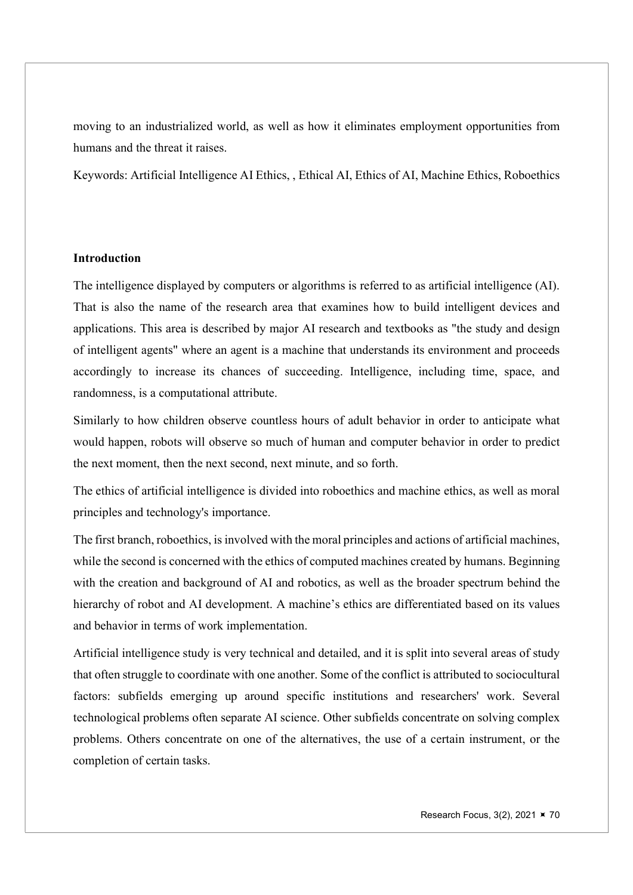moving to an industrialized world, as well as how it eliminates employment opportunities from humans and the threat it raises.

Keywords: Artificial Intelligence AI Ethics, , Ethical AI, Ethics of AI, Machine Ethics, Roboethics

## Introduction

The intelligence displayed by computers or algorithms is referred to as artificial intelligence (AI). That is also the name of the research area that examines how to build intelligent devices and applications. This area is described by major AI research and textbooks as "the study and design of intelligent agents" where an agent is a machine that understands its environment and proceeds accordingly to increase its chances of succeeding. Intelligence, including time, space, and randomness, is a computational attribute.

Similarly to how children observe countless hours of adult behavior in order to anticipate what would happen, robots will observe so much of human and computer behavior in order to predict the next moment, then the next second, next minute, and so forth.

The ethics of artificial intelligence is divided into roboethics and machine ethics, as well as moral principles and technology's importance.

The first branch, roboethics, is involved with the moral principles and actions of artificial machines, while the second is concerned with the ethics of computed machines created by humans. Beginning with the creation and background of AI and robotics, as well as the broader spectrum behind the hierarchy of robot and AI development. A machine's ethics are differentiated based on its values and behavior in terms of work implementation.

Artificial intelligence study is very technical and detailed, and it is split into several areas of study that often struggle to coordinate with one another. Some of the conflict is attributed to sociocultural factors: subfields emerging up around specific institutions and researchers' work. Several technological problems often separate AI science. Other subfields concentrate on solving complex problems. Others concentrate on one of the alternatives, the use of a certain instrument, or the completion of certain tasks.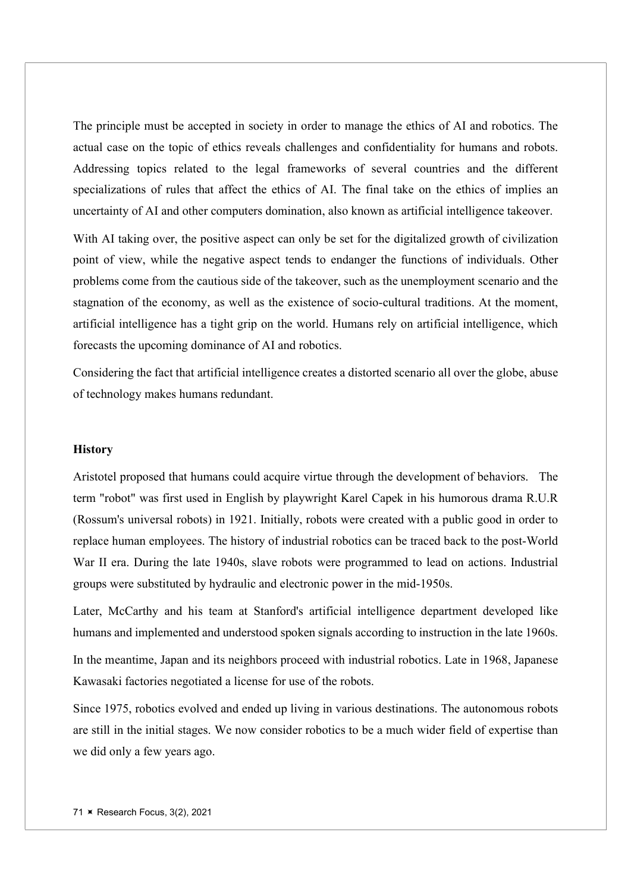The principle must be accepted in society in order to manage the ethics of AI and robotics. The actual case on the topic of ethics reveals challenges and confidentiality for humans and robots. Addressing topics related to the legal frameworks of several countries and the different specializations of rules that affect the ethics of AI. The final take on the ethics of implies an uncertainty of AI and other computers domination, also known as artificial intelligence takeover.

With AI taking over, the positive aspect can only be set for the digitalized growth of civilization point of view, while the negative aspect tends to endanger the functions of individuals. Other problems come from the cautious side of the takeover, such as the unemployment scenario and the stagnation of the economy, as well as the existence of socio-cultural traditions. At the moment, artificial intelligence has a tight grip on the world. Humans rely on artificial intelligence, which forecasts the upcoming dominance of AI and robotics.

Considering the fact that artificial intelligence creates a distorted scenario all over the globe, abuse of technology makes humans redundant.

**History**

Aristotel proposed that humans could acquire virtue through the development of behaviors. The term "robot" was first used in English by playwright Karel Capek in his humorous drama R.U.R (Rossum's universal robots) in 1921. Initially, robots were created with a public good in order to replace human employees. The history of industrial robotics can be traced back to the post-World War II era. During the late 1940s, slave robots were programmed to lead on actions. Industrial groups were substituted by hydraulic and electronic power in the mid-1950s.

Later, McCarthy and his team at Stanford's artificial intelligence department developed like humans and implemented and understood spoken signals according to instruction in the late 1960s.

In the meantime, Japan and its neighbors proceed with industrial robotics. Late in 1968, Japanese Kawasaki factories negotiated a license for use of the robots.

Since 1975, robotics evolved and ended up living in various destinations. The autonomous robots are still in the initial stages. We now consider robotics to be a much wider field of expertise than we did only a few years ago.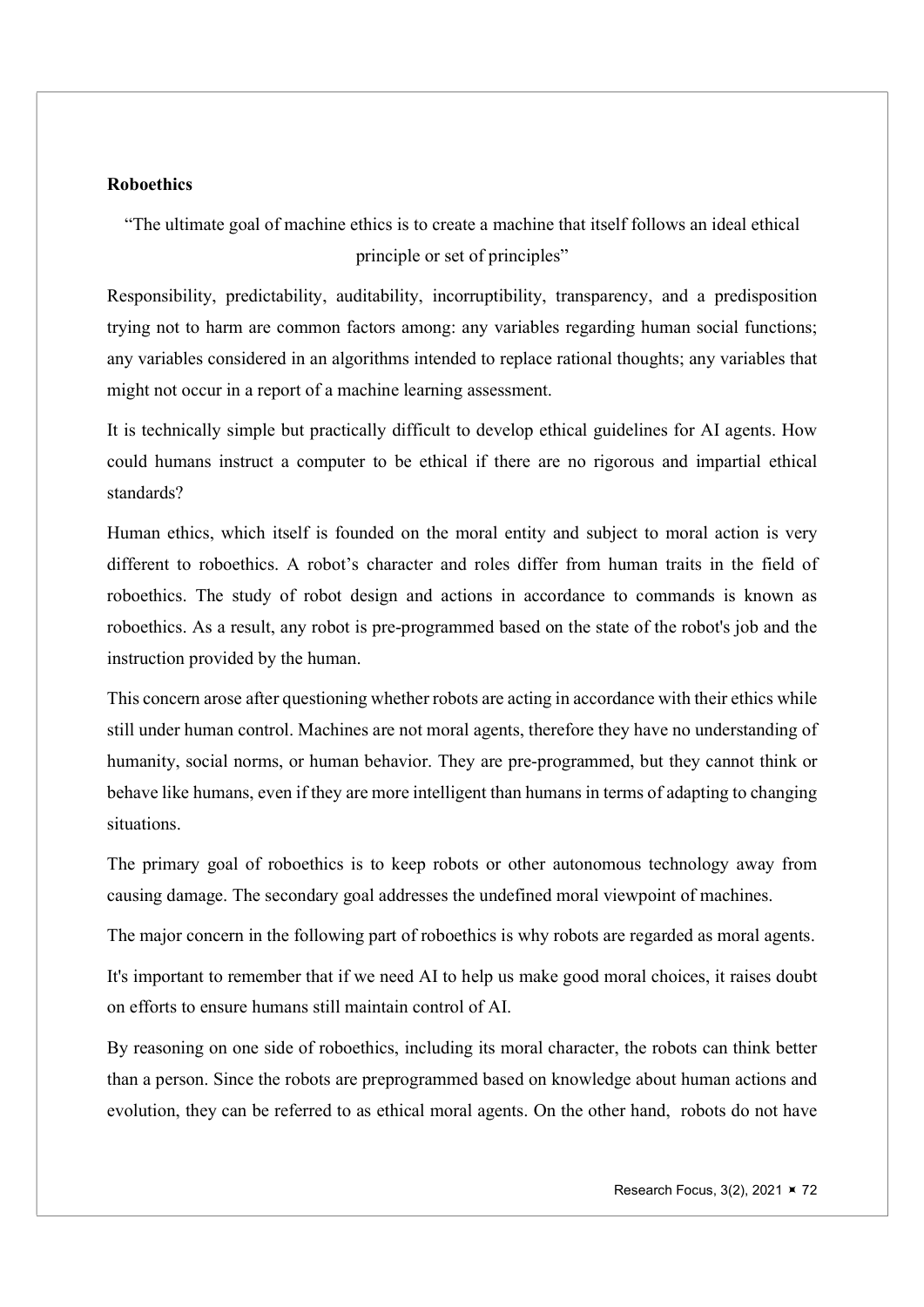**Roboethics**

"The ultimate goal of machine ethics is to create a machine that itself follows an ideal ethical principle or set of principles"

Responsibility, predictability, auditability, incorruptibility, transparency, and a predisposition trying not to harm are common factors among: any variables regarding human social functions; any variables considered in an algorithms intended to replace rational thoughts; any variables that might not occur in a report of a machine learning assessment.

It is technically simple but practically difficult to develop ethical guidelines for AI agents. How could humans instruct a computer to be ethical if there are no rigorous and impartial ethical standards?

Human ethics, which itself is founded on the moral entity and subject to moral action is very different to roboethics. A robot's character and roles differ from human traits in the field of roboethics. The study of robot design and actions in accordance to commands is known as roboethics. As a result, any robot is pre-programmed based on the state of the robot's job and the instruction provided by the human.

This concern arose after questioning whether robots are acting in accordance with their ethics while still under human control. Machines are not moral agents, therefore they have no understanding of humanity, social norms, or human behavior. They are pre-programmed, but they cannot think or behave like humans, even if they are more intelligent than humans in terms of adapting to changing situations.

The primary goal of roboethics is to keep robots or other autonomous technology away from causing damage. The secondary goal addresses the undefined moral viewpoint of machines.

The major concern in the following part of roboethics is why robots are regarded as moral agents.

It's important to remember that if we need AI to help us make good moral choices, it raises doubt on efforts to ensure humans still maintain control of AI.

By reasoning on one side of roboethics, including its moral character, the robots can think better than a person. Since the robots are preprogrammed based on knowledge about human actions and evolution, they can be referred to as ethical moral agents. On the other hand, robots do not have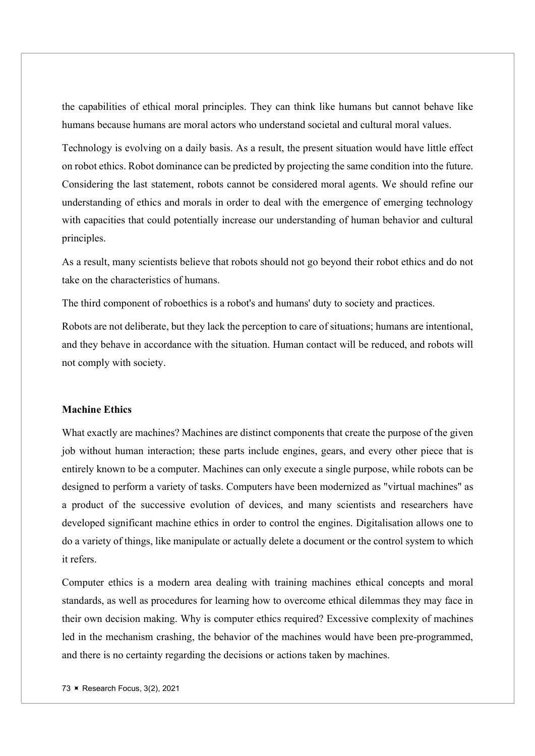the capabilities of ethical moral principles. They can think like humans but cannot behave like humans because humans are moral actors who understand societal and cultural moral values.

Technology is evolving on a daily basis. As a result, the present situation would have little effect on robot ethics. Robot dominance can be predicted by projecting the same condition into the future. Considering the last statement, robots cannot be considered moral agents. We should refine our understanding of ethics and morals in order to deal with the emergence of emerging technology with capacities that could potentially increase our understanding of human behavior and cultural principles.

As a result, many scientists believe that robots should not go beyond their robot ethics and do not take on the characteristics of humans.

The third component of roboethics is a robot's and humans' duty to society and practices.

Robots are not deliberate, but they lack the perception to care of situations; humans are intentional, and they behave in accordance with the situation. Human contact will be reduced, and robots will not comply with society.

**Machine Ethics**

What exactly are machines? Machines are distinct components that create the purpose of the given job without human interaction; these parts include engines, gears, and every other piece that is entirely known to be a computer. Machines can only execute a single purpose, while robots can be designed to perform a variety of tasks. Computers have been modernized as "virtual machines" as a product of the successive evolution of devices, and many scientists and researchers have developed significant machine ethics in order to control the engines. Digitalisation allows one to do a variety of things, like manipulate or actually delete a document or the control system to which it refers.

Computer ethics is a modern area dealing with training machines ethical concepts and moral standards, as well as procedures for learning how to overcome ethical dilemmas they may face in their own decision making. Why is computer ethics required? Excessive complexity of machines led in the mechanism crashing, the behavior of the machines would have been pre-programmed, and there is no certainty regarding the decisions or actions taken by machines.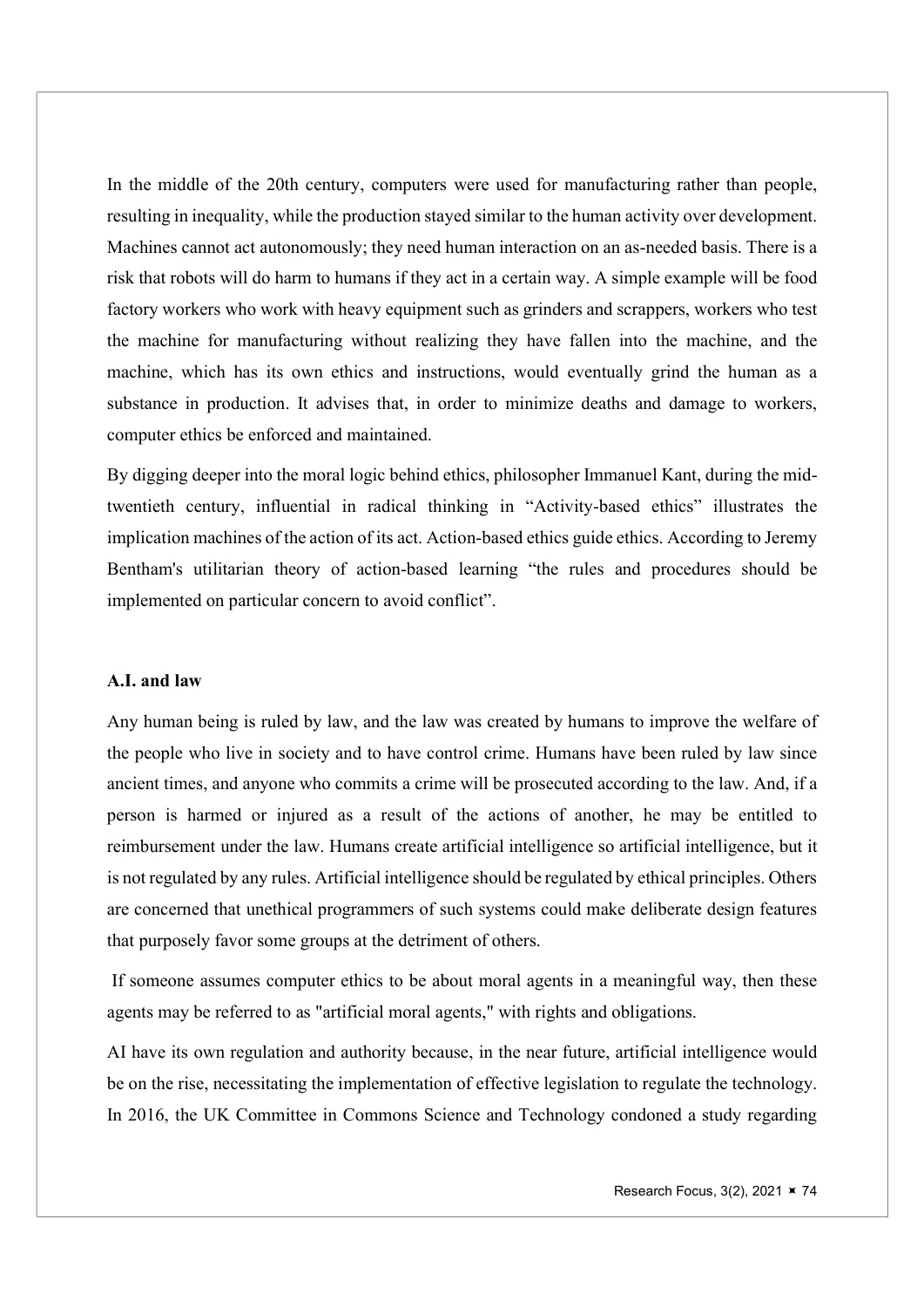In the middle of the 20th century, computers were used for manufacturing rather than people, resulting in inequality, while the production stayed similar to the human activity over development. Machines cannot act autonomously; they need human interaction on an as-needed basis. There is a risk that robots will do harm to humans if they act in a certain way. A simple example will be food factory workers who work with heavy equipment such as grinders and scrappers, workers who test the machine for manufacturing without realizing they have fallen into the machine, and the machine, which has its own ethics and instructions, would eventually grind the human as a substance in production. It advises that, in order to minimize deaths and damage to workers, computer ethics be enforced and maintained.

By digging deeper into the moral logic behind ethics, philosopher Immanuel Kant, during the mid-twentieth century, influential in radical thinking in "Activity-based ethics" illustrates the implication machines of the action of its act. Action-based ethics guide ethics. According to Jeremy Bentham's utilitarian theory of action-based learning "the rules and procedures should be implemented on particular concern to avoid conflict".

**A.I. and law**

Any human being is ruled by law, and the law was created by humans to improve the welfare of the people who live in society and to have control crime. Humans have been ruled by law since ancient times, and anyone who commits a crime will be prosecuted according to the law. And, if a person is harmed or injured as a result of the actions of another, he may be entitled to reimbursement under the law. Humans create artificial intelligence so artificial intelligence, but it is not regulated by any rules. Artificial intelligence should be regulated by ethical principles. Others are concerned that unethical programmers of such systems could make deliberate design features that purposely favor some groups at the detriment of others.

If someone assumes computer ethics to be about moral agents in a meaningful way, then these agents may be referred to as "artificial moral agents," with rights and obligations.

AI have its own regulation and authority because, in the near future, artificial intelligence would be on the rise, necessitating the implementation of effective legislation to regulate the technology. In 2016, the UK Committee in Commons Science and Technology condoned a study regarding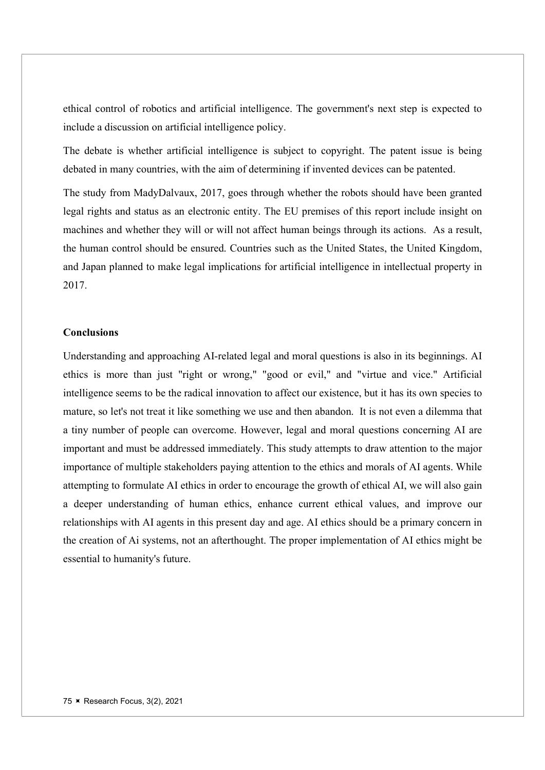ethical control of robotics and artificial intelligence. The government's next step is expected to include a discussion on artificial intelligence policy.

The debate is whether artificial intelligence is subject to copyright. The patent issue is being debated in many countries, with the aim of determining if invented devices can be patented.

The study from MadyDalvaux, 2017, goes through whether the robots should have been granted legal rights and status as an electronic entity. The EU premises of this report include insight on machines and whether they will or will not affect human beings through its actions. As a result, the human control should be ensured. Countries such as the United States, the United Kingdom, and Japan planned to make legal implications for artificial intelligence in intellectual property in 2017.

## Conclusions

Understanding and approaching AI-related legal and moral questions is also in its beginnings. AI ethics is more than just "right or wrong," "good or evil," and "virtue and vice." Artificial intelligence seems to be the radical innovation to affect our existence, but it has its own species to mature, so let's not treat it like something we use and then abandon. It is not even a dilemma that a tiny number of people can overcome. However, legal and moral questions concerning AI are important and must be addressed immediately. This study attempts to draw attention to the major importance of multiple stakeholders paying attention to the ethics and morals of AI agents. While attempting to formulate AI ethics in order to encourage the growth of ethical AI, we will also gain a deeper understanding of human ethics, enhance current ethical values, and improve our relationships with AI agents in this present day and age. AI ethics should be a primary concern in the creation of Ai systems, not an afterthought. The proper implementation of AI ethics might be essential to humanity's future.